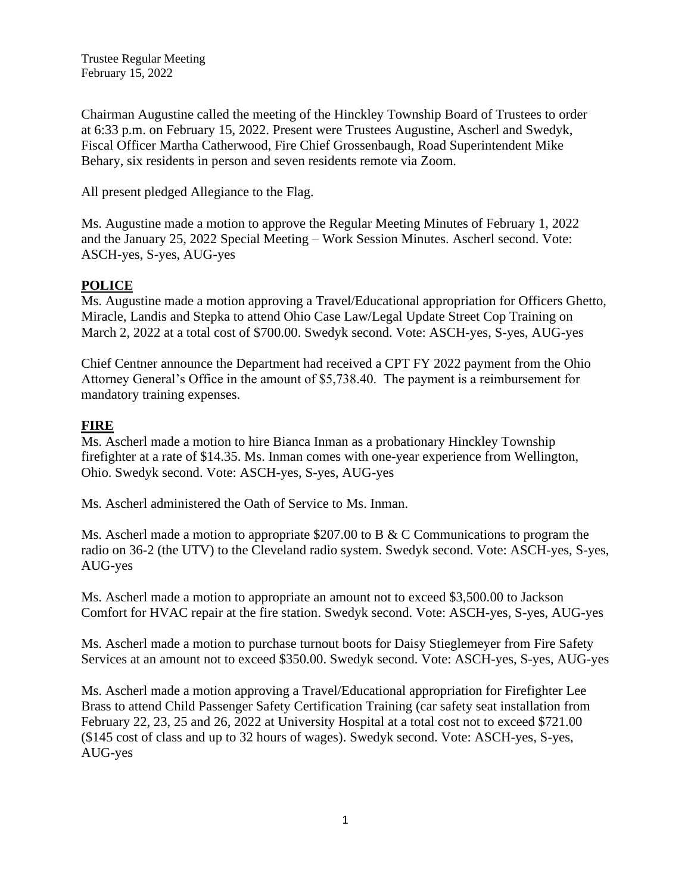Trustee Regular Meeting
February 15, 2022

Chairman Augustine called the meeting of the Hinckley Township Board of Trustees to order at 6:33 p.m. on February 15, 2022. Present were Trustees Augustine, Ascherl and Swedyk, Fiscal Officer Martha Catherwood, Fire Chief Grossenbaugh, Road Superintendent Mike Behary, six residents in person and seven residents remote via Zoom.

All present pledged Allegiance to the Flag.

Ms. Augustine made a motion to approve the Regular Meeting Minutes of February 1, 2022 and the January 25, 2022 Special Meeting – Work Session Minutes. Ascherl second. Vote: ASCH-yes, S-yes, AUG-yes

## POLICE

Ms. Augustine made a motion approving a Travel/Educational appropriation for Officers Ghetto, Miracle, Landis and Stepka to attend Ohio Case Law/Legal Update Street Cop Training on March 2, 2022 at a total cost of $700.00. Swedyk second. Vote: ASCH-yes, S-yes, AUG-yes

Chief Centner announce the Department had received a CPT FY 2022 payment from the Ohio Attorney General's Office in the amount of $5,738.40. The payment is a reimbursement for mandatory training expenses.

## FIRE

Ms. Ascherl made a motion to hire Bianca Inman as a probationary Hinckley Township firefighter at a rate of $14.35. Ms. Inman comes with one-year experience from Wellington, Ohio. Swedyk second. Vote: ASCH-yes, S-yes, AUG-yes

Ms. Ascherl administered the Oath of Service to Ms. Inman.

Ms. Ascherl made a motion to appropriate $207.00 to B & C Communications to program the radio on 36-2 (the UTV) to the Cleveland radio system. Swedyk second. Vote: ASCH-yes, S-yes, AUG-yes

Ms. Ascherl made a motion to appropriate an amount not to exceed $3,500.00 to Jackson Comfort for HVAC repair at the fire station. Swedyk second. Vote: ASCH-yes, S-yes, AUG-yes

Ms. Ascherl made a motion to purchase turnout boots for Daisy Stieglemeyer from Fire Safety Services at an amount not to exceed $350.00. Swedyk second. Vote: ASCH-yes, S-yes, AUG-yes

Ms. Ascherl made a motion approving a Travel/Educational appropriation for Firefighter Lee Brass to attend Child Passenger Safety Certification Training (car safety seat installation from February 22, 23, 25 and 26, 2022 at University Hospital at a total cost not to exceed $721.00 ($145 cost of class and up to 32 hours of wages). Swedyk second. Vote: ASCH-yes, S-yes, AUG-yes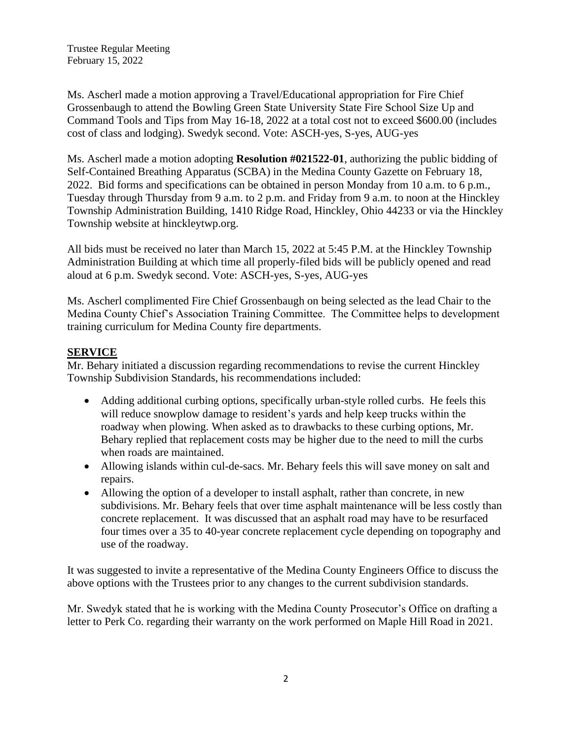Ms. Ascherl made a motion approving a Travel/Educational appropriation for Fire Chief Grossenbaugh to attend the Bowling Green State University State Fire School Size Up and Command Tools and Tips from May 16-18, 2022 at a total cost not to exceed $600.00 (includes cost of class and lodging). Swedyk second. Vote: ASCH-yes, S-yes, AUG-yes

Ms. Ascherl made a motion adopting **Resolution #021522-01**, authorizing the public bidding of Self-Contained Breathing Apparatus (SCBA) in the Medina County Gazette on February 18, 2022. Bid forms and specifications can be obtained in person Monday from 10 a.m. to 6 p.m., Tuesday through Thursday from 9 a.m. to 2 p.m. and Friday from 9 a.m. to noon at the Hinckley Township Administration Building, 1410 Ridge Road, Hinckley, Ohio 44233 or via the Hinckley Township website at hinckleytwp.org.

All bids must be received no later than March 15, 2022 at 5:45 P.M. at the Hinckley Township Administration Building at which time all properly-filed bids will be publicly opened and read aloud at 6 p.m. Swedyk second. Vote: ASCH-yes, S-yes, AUG-yes

Ms. Ascherl complimented Fire Chief Grossenbaugh on being selected as the lead Chair to the Medina County Chief's Association Training Committee. The Committee helps to development training curriculum for Medina County fire departments.

## SERVICE

Mr. Behary initiated a discussion regarding recommendations to revise the current Hinckley Township Subdivision Standards, his recommendations included:

- Adding additional curbing options, specifically urban-style rolled curbs. He feels this will reduce snowplow damage to resident's yards and help keep trucks within the roadway when plowing. When asked as to drawbacks to these curbing options, Mr. Behary replied that replacement costs may be higher due to the need to mill the curbs when roads are maintained.
- Allowing islands within cul-de-sacs. Mr. Behary feels this will save money on salt and repairs.
- Allowing the option of a developer to install asphalt, rather than concrete, in new subdivisions. Mr. Behary feels that over time asphalt maintenance will be less costly than concrete replacement. It was discussed that an asphalt road may have to be resurfaced four times over a 35 to 40-year concrete replacement cycle depending on topography and use of the roadway.

It was suggested to invite a representative of the Medina County Engineers Office to discuss the above options with the Trustees prior to any changes to the current subdivision standards.

Mr. Swedyk stated that he is working with the Medina County Prosecutor's Office on drafting a letter to Perk Co. regarding their warranty on the work performed on Maple Hill Road in 2021.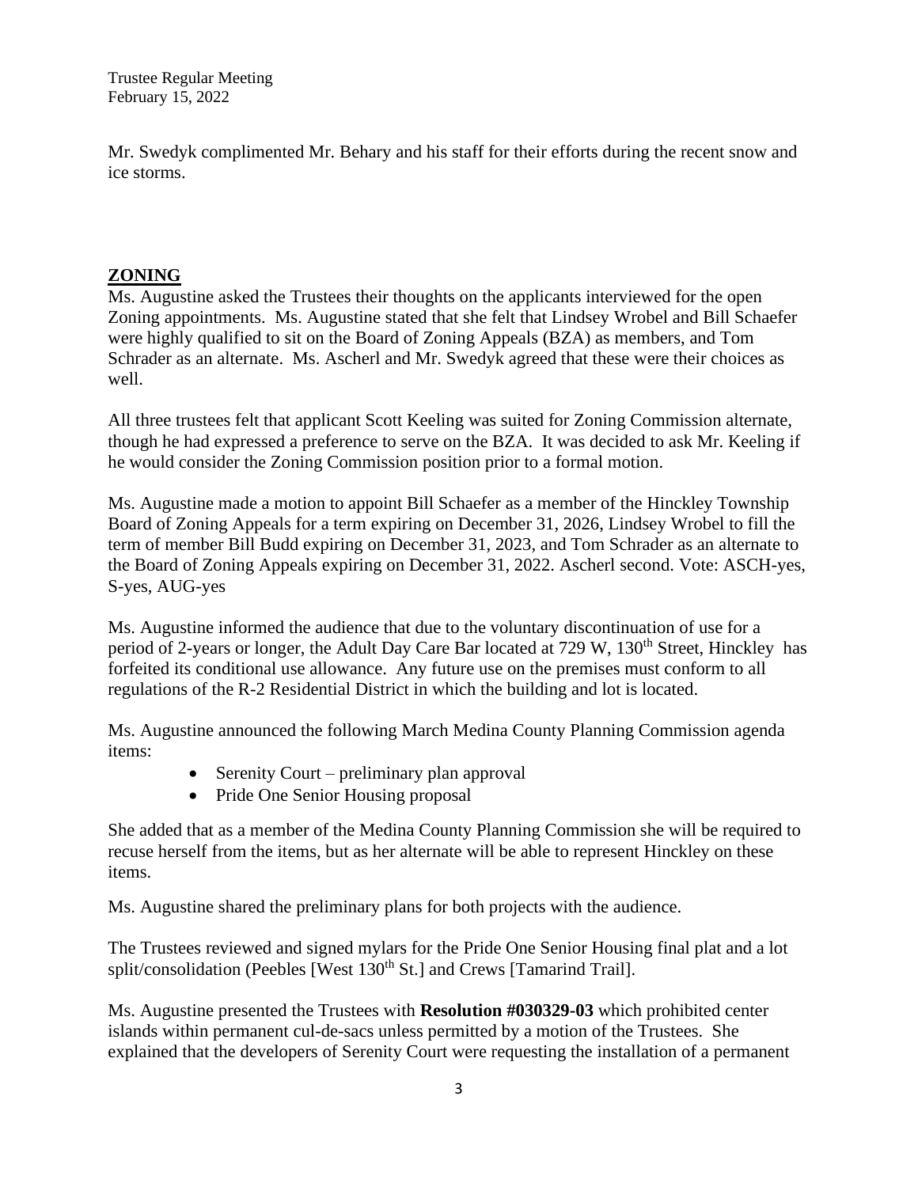Mr. Swedyk complimented Mr. Behary and his staff for their efforts during the recent snow and ice storms.

## ZONING

Ms. Augustine asked the Trustees their thoughts on the applicants interviewed for the open Zoning appointments. Ms. Augustine stated that she felt that Lindsey Wrobel and Bill Schaefer were highly qualified to sit on the Board of Zoning Appeals (BZA) as members, and Tom Schrader as an alternate. Ms. Ascherl and Mr. Swedyk agreed that these were their choices as well.

All three trustees felt that applicant Scott Keeling was suited for Zoning Commission alternate, though he had expressed a preference to serve on the BZA. It was decided to ask Mr. Keeling if he would consider the Zoning Commission position prior to a formal motion.

Ms. Augustine made a motion to appoint Bill Schaefer as a member of the Hinckley Township Board of Zoning Appeals for a term expiring on December 31, 2026, Lindsey Wrobel to fill the term of member Bill Budd expiring on December 31, 2023, and Tom Schrader as an alternate to the Board of Zoning Appeals expiring on December 31, 2022. Ascherl second. Vote: ASCH-yes, S-yes, AUG-yes

Ms. Augustine informed the audience that due to the voluntary discontinuation of use for a period of 2-years or longer, the Adult Day Care Bar located at 729 W, 130th Street, Hinckley has forfeited its conditional use allowance. Any future use on the premises must conform to all regulations of the R-2 Residential District in which the building and lot is located.

Ms. Augustine announced the following March Medina County Planning Commission agenda items:

- Serenity Court – preliminary plan approval
- Pride One Senior Housing proposal

She added that as a member of the Medina County Planning Commission she will be required to recuse herself from the items, but as her alternate will be able to represent Hinckley on these items.

Ms. Augustine shared the preliminary plans for both projects with the audience.

The Trustees reviewed and signed mylars for the Pride One Senior Housing final plat and a lot split/consolidation (Peebles [West 130th St.] and Crews [Tamarind Trail].

Ms. Augustine presented the Trustees with **Resolution #030329-03** which prohibited center islands within permanent cul-de-sacs unless permitted by a motion of the Trustees. She explained that the developers of Serenity Court were requesting the installation of a permanent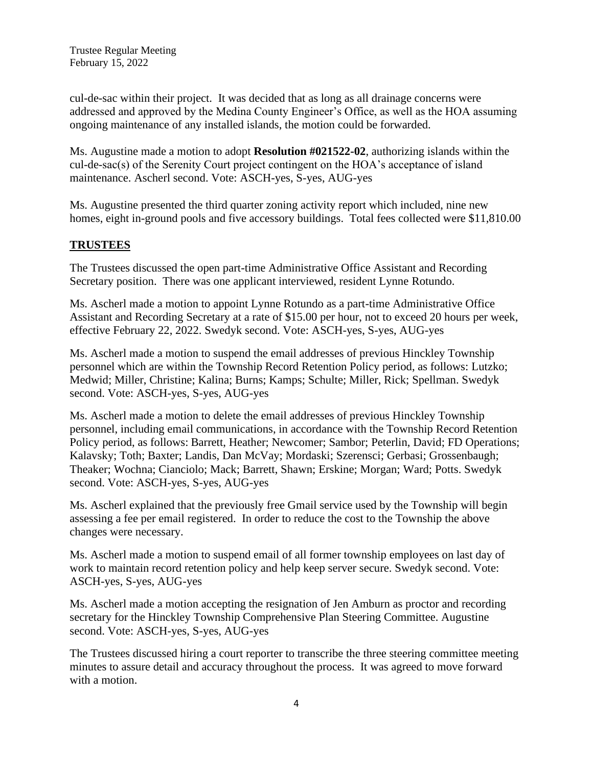cul-de-sac within their project. It was decided that as long as all drainage concerns were addressed and approved by the Medina County Engineer's Office, as well as the HOA assuming ongoing maintenance of any installed islands, the motion could be forwarded.

Ms. Augustine made a motion to adopt **Resolution #021522-02**, authorizing islands within the cul-de-sac(s) of the Serenity Court project contingent on the HOA's acceptance of island maintenance. Ascherl second. Vote: ASCH-yes, S-yes, AUG-yes

Ms. Augustine presented the third quarter zoning activity report which included, nine new homes, eight in-ground pools and five accessory buildings. Total fees collected were $11,810.00

## TRUSTEES

The Trustees discussed the open part-time Administrative Office Assistant and Recording Secretary position. There was one applicant interviewed, resident Lynne Rotundo.

Ms. Ascherl made a motion to appoint Lynne Rotundo as a part-time Administrative Office Assistant and Recording Secretary at a rate of $15.00 per hour, not to exceed 20 hours per week, effective February 22, 2022. Swedyk second. Vote: ASCH-yes, S-yes, AUG-yes

Ms. Ascherl made a motion to suspend the email addresses of previous Hinckley Township personnel which are within the Township Record Retention Policy period, as follows: Lutzko; Medwid; Miller, Christine; Kalina; Burns; Kamps; Schulte; Miller, Rick; Spellman. Swedyk second. Vote: ASCH-yes, S-yes, AUG-yes

Ms. Ascherl made a motion to delete the email addresses of previous Hinckley Township personnel, including email communications, in accordance with the Township Record Retention Policy period, as follows: Barrett, Heather; Newcomer; Sambor; Peterlin, David; FD Operations; Kalavsky; Toth; Baxter; Landis, Dan McVay; Mordaski; Szerensci; Gerbasi; Grossenbaugh; Theaker; Wochna; Cianciolo; Mack; Barrett, Shawn; Erskine; Morgan; Ward; Potts. Swedyk second. Vote: ASCH-yes, S-yes, AUG-yes

Ms. Ascherl explained that the previously free Gmail service used by the Township will begin assessing a fee per email registered. In order to reduce the cost to the Township the above changes were necessary.

Ms. Ascherl made a motion to suspend email of all former township employees on last day of work to maintain record retention policy and help keep server secure. Swedyk second. Vote: ASCH-yes, S-yes, AUG-yes

Ms. Ascherl made a motion accepting the resignation of Jen Amburn as proctor and recording secretary for the Hinckley Township Comprehensive Plan Steering Committee. Augustine second. Vote: ASCH-yes, S-yes, AUG-yes

The Trustees discussed hiring a court reporter to transcribe the three steering committee meeting minutes to assure detail and accuracy throughout the process. It was agreed to move forward with a motion.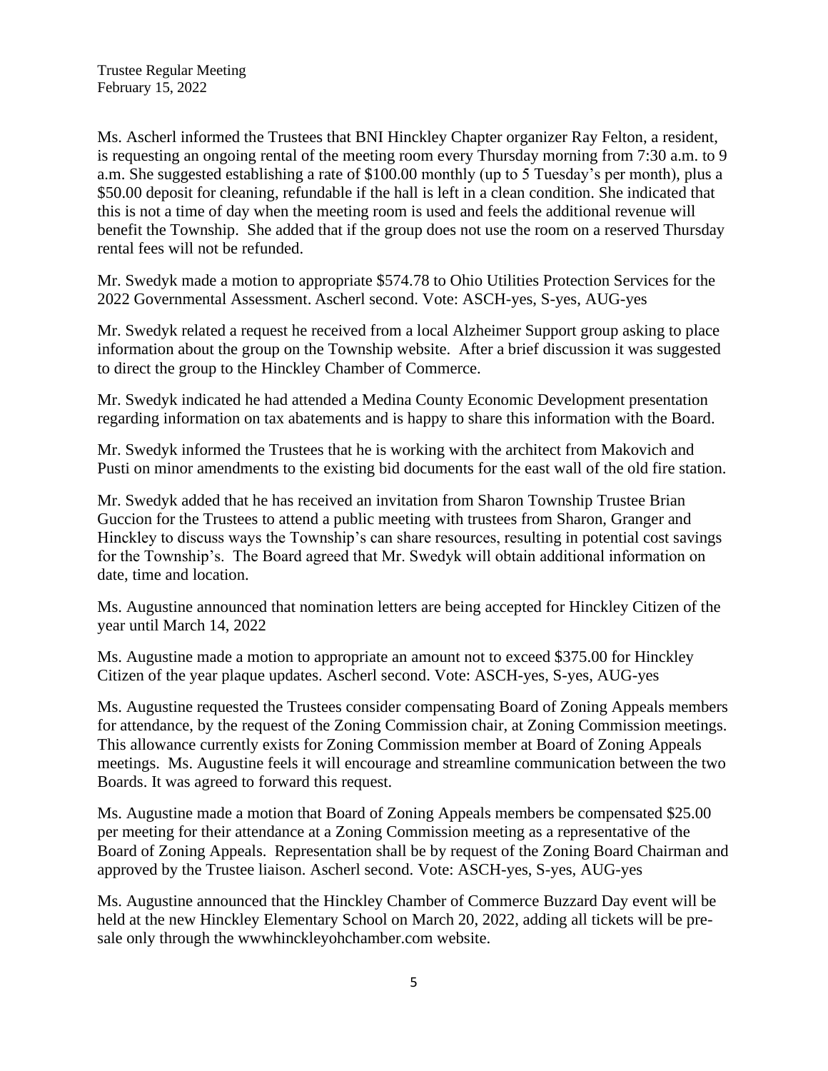Ms. Ascherl informed the Trustees that BNI Hinckley Chapter organizer Ray Felton, a resident, is requesting an ongoing rental of the meeting room every Thursday morning from 7:30 a.m. to 9 a.m. She suggested establishing a rate of $100.00 monthly (up to 5 Tuesday's per month), plus a $50.00 deposit for cleaning, refundable if the hall is left in a clean condition. She indicated that this is not a time of day when the meeting room is used and feels the additional revenue will benefit the Township. She added that if the group does not use the room on a reserved Thursday rental fees will not be refunded.

Mr. Swedyk made a motion to appropriate $574.78 to Ohio Utilities Protection Services for the 2022 Governmental Assessment. Ascherl second. Vote: ASCH-yes, S-yes, AUG-yes

Mr. Swedyk related a request he received from a local Alzheimer Support group asking to place information about the group on the Township website. After a brief discussion it was suggested to direct the group to the Hinckley Chamber of Commerce.

Mr. Swedyk indicated he had attended a Medina County Economic Development presentation regarding information on tax abatements and is happy to share this information with the Board.

Mr. Swedyk informed the Trustees that he is working with the architect from Makovich and Pusti on minor amendments to the existing bid documents for the east wall of the old fire station.

Mr. Swedyk added that he has received an invitation from Sharon Township Trustee Brian Guccion for the Trustees to attend a public meeting with trustees from Sharon, Granger and Hinckley to discuss ways the Township's can share resources, resulting in potential cost savings for the Township's. The Board agreed that Mr. Swedyk will obtain additional information on date, time and location.

Ms. Augustine announced that nomination letters are being accepted for Hinckley Citizen of the year until March 14, 2022

Ms. Augustine made a motion to appropriate an amount not to exceed $375.00 for Hinckley Citizen of the year plaque updates. Ascherl second. Vote: ASCH-yes, S-yes, AUG-yes

Ms. Augustine requested the Trustees consider compensating Board of Zoning Appeals members for attendance, by the request of the Zoning Commission chair, at Zoning Commission meetings. This allowance currently exists for Zoning Commission member at Board of Zoning Appeals meetings. Ms. Augustine feels it will encourage and streamline communication between the two Boards. It was agreed to forward this request.

Ms. Augustine made a motion that Board of Zoning Appeals members be compensated $25.00 per meeting for their attendance at a Zoning Commission meeting as a representative of the Board of Zoning Appeals. Representation shall be by request of the Zoning Board Chairman and approved by the Trustee liaison. Ascherl second. Vote: ASCH-yes, S-yes, AUG-yes

Ms. Augustine announced that the Hinckley Chamber of Commerce Buzzard Day event will be held at the new Hinckley Elementary School on March 20, 2022, adding all tickets will be pre-sale only through the wwwhinckleyohchamber.com website.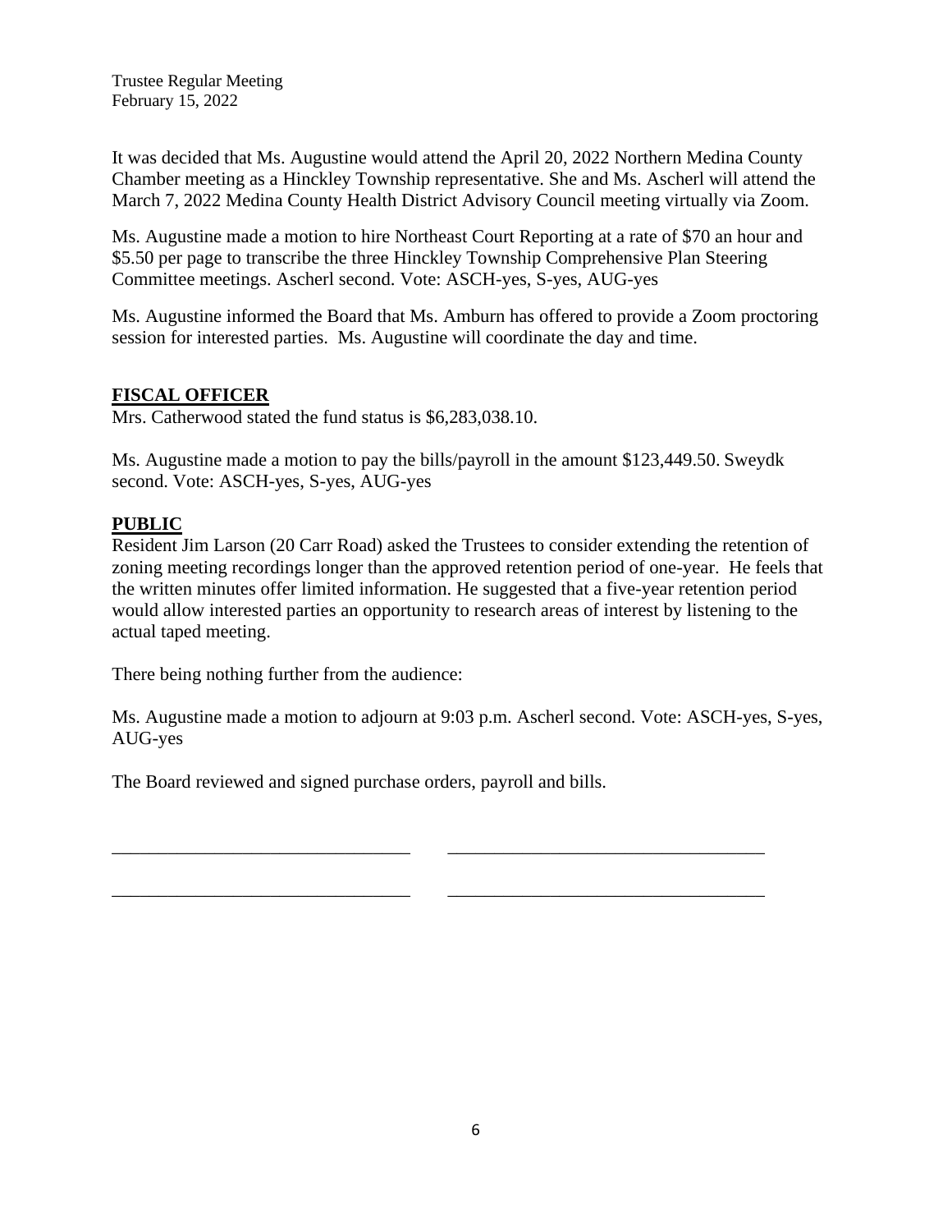It was decided that Ms. Augustine would attend the April 20, 2022 Northern Medina County Chamber meeting as a Hinckley Township representative. She and Ms. Ascherl will attend the March 7, 2022 Medina County Health District Advisory Council meeting virtually via Zoom.

Ms. Augustine made a motion to hire Northeast Court Reporting at a rate of $70 an hour and $5.50 per page to transcribe the three Hinckley Township Comprehensive Plan Steering Committee meetings. Ascherl second. Vote: ASCH-yes, S-yes, AUG-yes

Ms. Augustine informed the Board that Ms. Amburn has offered to provide a Zoom proctoring session for interested parties. Ms. Augustine will coordinate the day and time.

## FISCAL OFFICER

Mrs. Catherwood stated the fund status is $6,283,038.10.

Ms. Augustine made a motion to pay the bills/payroll in the amount $123,449.50. Sweydk second. Vote: ASCH-yes, S-yes, AUG-yes

## PUBLIC

Resident Jim Larson (20 Carr Road) asked the Trustees to consider extending the retention of zoning meeting recordings longer than the approved retention period of one-year. He feels that the written minutes offer limited information. He suggested that a five-year retention period would allow interested parties an opportunity to research areas of interest by listening to the actual taped meeting.

There being nothing further from the audience:

Ms. Augustine made a motion to adjourn at 9:03 p.m. Ascherl second. Vote: ASCH-yes, S-yes, AUG-yes

The Board reviewed and signed purchase orders, payroll and bills.

\_\_\_\_\_\_\_\_\_\_\_\_\_\_\_\_\_\_\_\_\_\_\_\_\_\_\_\_\_\_\_\_ \_\_\_\_\_\_\_\_\_\_\_\_\_\_\_\_\_\_\_\_\_\_\_\_\_\_\_\_\_\_\_\_\_\_

\_\_\_\_\_\_\_\_\_\_\_\_\_\_\_\_\_\_\_\_\_\_\_\_\_\_\_\_\_\_\_\_ \_\_\_\_\_\_\_\_\_\_\_\_\_\_\_\_\_\_\_\_\_\_\_\_\_\_\_\_\_\_\_\_\_\_